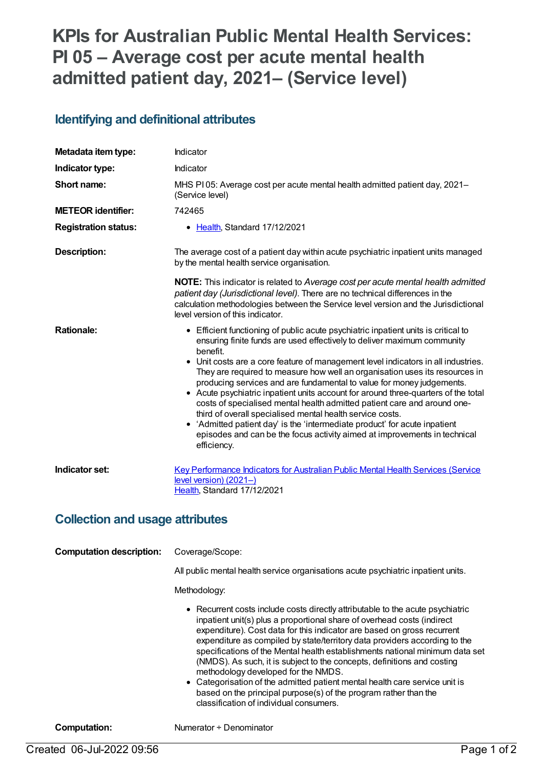# KPIs for Australian Public Mental Health Services: PI 05 – Average cost per acute mental health admitted patient day, 2021– (Service level)

## Identifying and definitional attributes

| | |
|---|---|
| **Metadata item type:** | Indicator |
| **Indicator type:** | Indicator |
| **Short name:** | MHS PI 05: Average cost per acute mental health admitted patient day, 2021– (Service level) |
| **METEOR identifier:** | 742465 |
| **Registration status:** | • Health, Standard 17/12/2021 |
| **Description:** | The average cost of a patient day within acute psychiatric inpatient units managed by the mental health service organisation.<br><br>**NOTE:** This indicator is related to *Average cost per acute mental health admitted patient day (Jurisdictional level)*. There are no technical differences in the calculation methodologies between the Service level version and the Jurisdictional level version of this indicator. |
| **Rationale:** | • Efficient functioning of public acute psychiatric inpatient units is critical to ensuring finite funds are used effectively to deliver maximum community benefit.<br>• Unit costs are a core feature of management level indicators in all industries. They are required to measure how well an organisation uses its resources in producing services and are fundamental to value for money judgements.<br>• Acute psychiatric inpatient units account for around three-quarters of the total costs of specialised mental health admitted patient care and around one-third of overall specialised mental health service costs.<br>• 'Admitted patient day' is the 'intermediate product' for acute inpatient episodes and can be the focus activity aimed at improvements in technical efficiency. |
| **Indicator set:** | Key Performance Indicators for Australian Public Mental Health Services (Service level version) (2021–)<br>Health, Standard 17/12/2021 |

## Collection and usage attributes

| | |
|---|---|
| **Computation description:** | Coverage/Scope:<br><br>All public mental health service organisations acute psychiatric inpatient units.<br><br>Methodology:<br><br>• Recurrent costs include costs directly attributable to the acute psychiatric inpatient unit(s) plus a proportional share of overhead costs (indirect expenditure). Cost data for this indicator are based on gross recurrent expenditure as compiled by state/territory data providers according to the specifications of the Mental health establishments national minimum data set (NMDS). As such, it is subject to the concepts, definitions and costing methodology developed for the NMDS.<br>• Categorisation of the admitted patient mental health care service unit is based on the principal purpose(s) of the program rather than the classification of individual consumers. |
| **Computation:** | Numerator ÷ Denominator |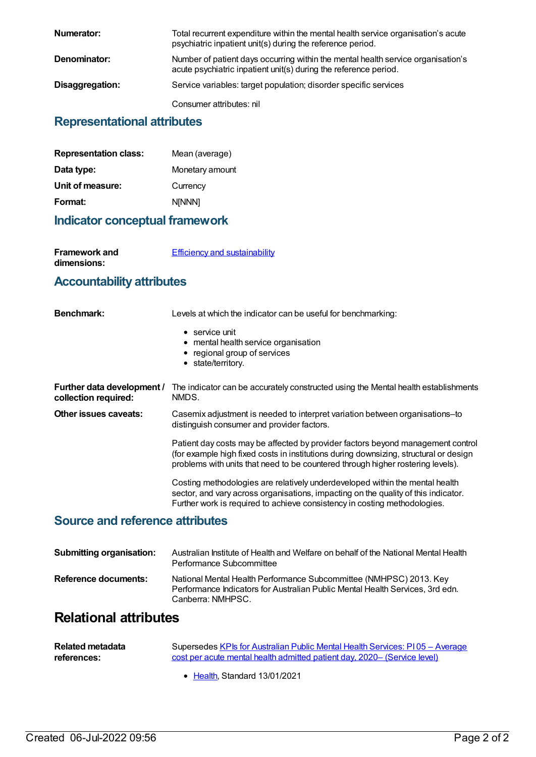| | |
|---|---|
| **Numerator:** | Total recurrent expenditure within the mental health service organisation's acute psychiatric inpatient unit(s) during the reference period. |
| **Denominator:** | Number of patient days occurring within the mental health service organisation's acute psychiatric inpatient unit(s) during the reference period. |
| **Disaggregation:** | Service variables: target population; disorder specific services<br><br>Consumer attributes: nil |

## Representational attributes

| | |
|---|---|
| **Representation class:** | Mean (average) |
| **Data type:** | Monetary amount |
| **Unit of measure:** | Currency |
| **Format:** | N[NNN] |

## Indicator conceptual framework

| | |
|---|---|
| **Framework and dimensions:** | Efficiency and sustainability |

## Accountability attributes

**Benchmark:** Levels at which the indicator can be useful for benchmarking:

- service unit
- mental health service organisation
- regional group of services
- state/territory.

**Further data development / collection required:** The indicator can be accurately constructed using the Mental health establishments NMDS.

**Other issues caveats:** Casemix adjustment is needed to interpret variation between organisations–to distinguish consumer and provider factors.

Patient day costs may be affected by provider factors beyond management control (for example high fixed costs in institutions during downsizing, structural or design problems with units that need to be countered through higher rostering levels).

Costing methodologies are relatively underdeveloped within the mental health sector, and vary across organisations, impacting on the quality of this indicator. Further work is required to achieve consistency in costing methodologies.

## Source and reference attributes

| | |
|---|---|
| **Submitting organisation:** | Australian Institute of Health and Welfare on behalf of the National Mental Health Performance Subcommittee |
| **Reference documents:** | National Mental Health Performance Subcommittee (NMHPSC) 2013. Key Performance Indicators for Australian Public Mental Health Services, 3rd edn. Canberra: NMHPSC. |

# Relational attributes

**Related metadata references:** Supersedes KPIs for Australian Public Mental Health Services: PI 05 – Average cost per acute mental health admitted patient day, 2020– (Service level)

- Health, Standard 13/01/2021